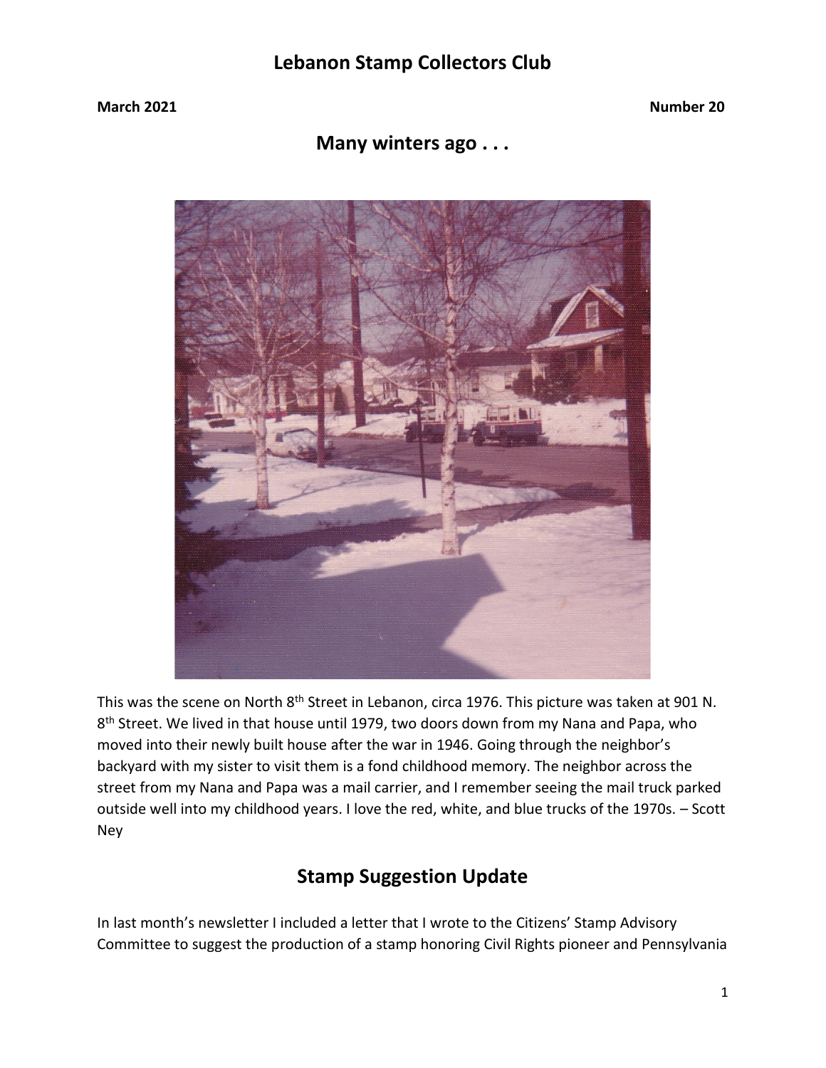# Lebanon Stamp Collectors Club

**March 2021** **Number 20**

## Many winters ago . . .

This was the scene on North 8th Street in Lebanon, circa 1976. This picture was taken at 901 N. 8th Street. We lived in that house until 1979, two doors down from my Nana and Papa, who moved into their newly built house after the war in 1946. Going through the neighbor's backyard with my sister to visit them is a fond childhood memory. The neighbor across the street from my Nana and Papa was a mail carrier, and I remember seeing the mail truck parked outside well into my childhood years. I love the red, white, and blue trucks of the 1970s. – Scott Ney

## Stamp Suggestion Update

In last month's newsletter I included a letter that I wrote to the Citizens' Stamp Advisory Committee to suggest the production of a stamp honoring Civil Rights pioneer and Pennsylvania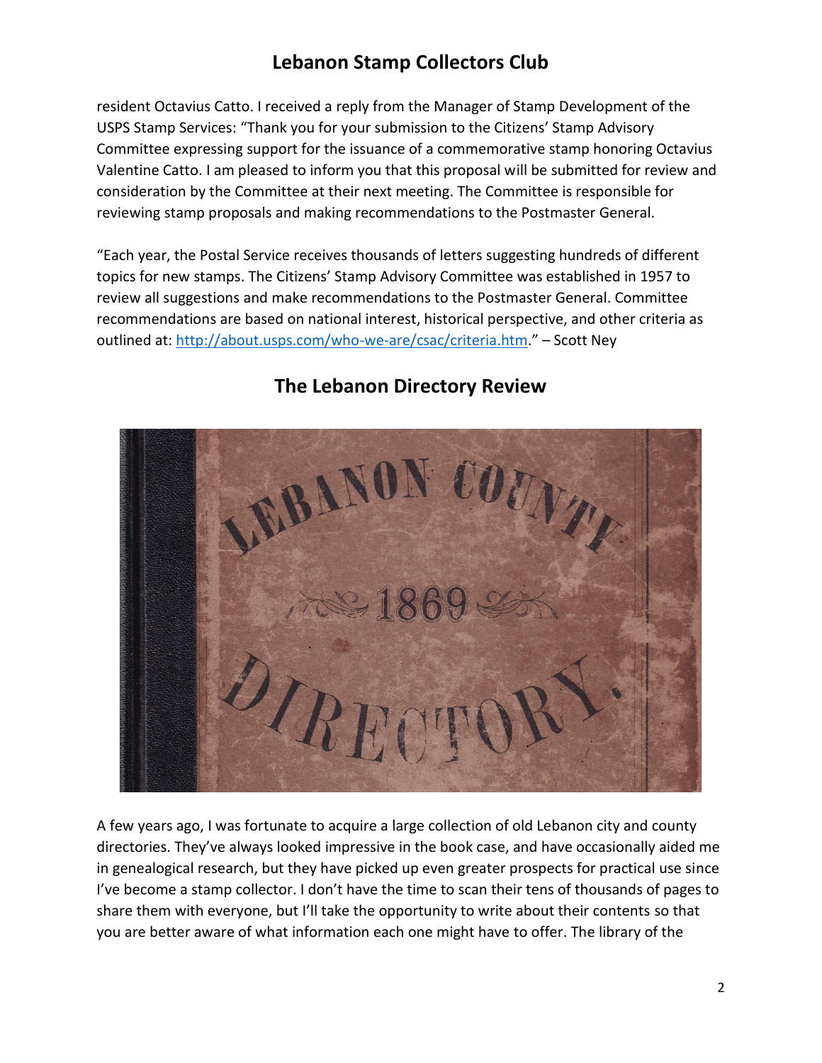resident Octavius Catto. I received a reply from the Manager of Stamp Development of the USPS Stamp Services: "Thank you for your submission to the Citizens' Stamp Advisory Committee expressing support for the issuance of a commemorative stamp honoring Octavius Valentine Catto. I am pleased to inform you that this proposal will be submitted for review and consideration by the Committee at their next meeting. The Committee is responsible for reviewing stamp proposals and making recommendations to the Postmaster General.

"Each year, the Postal Service receives thousands of letters suggesting hundreds of different topics for new stamps. The Citizens' Stamp Advisory Committee was established in 1957 to review all suggestions and make recommendations to the Postmaster General. Committee recommendations are based on national interest, historical perspective, and other criteria as outlined at: http://about.usps.com/who-we-are/csac/criteria.htm." – Scott Ney

## The Lebanon Directory Review

A few years ago, I was fortunate to acquire a large collection of old Lebanon city and county directories. They've always looked impressive in the book case, and have occasionally aided me in genealogical research, but they have picked up even greater prospects for practical use since I've become a stamp collector. I don't have the time to scan their tens of thousands of pages to share them with everyone, but I'll take the opportunity to write about their contents so that you are better aware of what information each one might have to offer. The library of the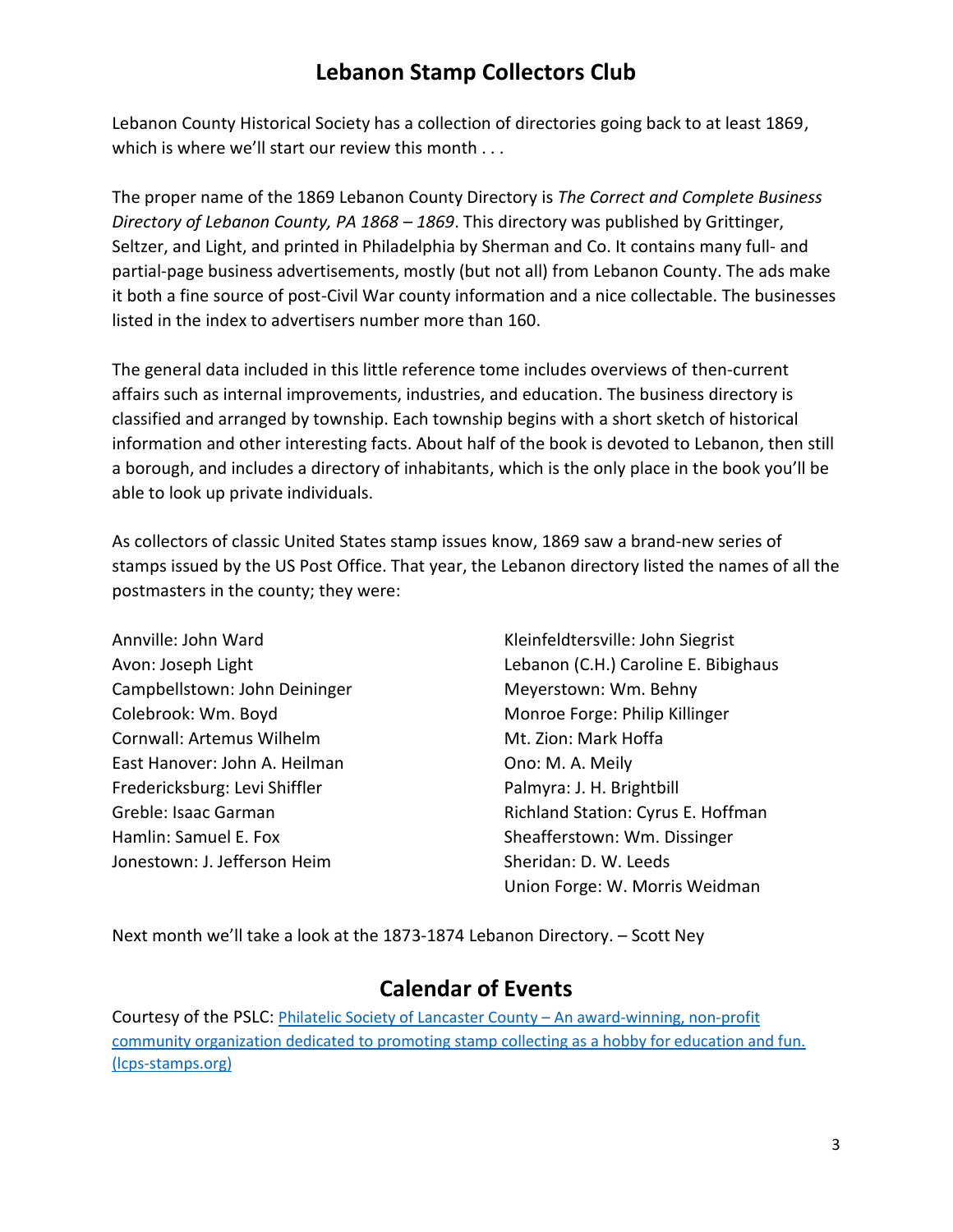# Lebanon Stamp Collectors Club

Lebanon County Historical Society has a collection of directories going back to at least 1869, which is where we'll start our review this month . . .

The proper name of the 1869 Lebanon County Directory is *The Correct and Complete Business Directory of Lebanon County, PA 1868 – 1869*. This directory was published by Grittinger, Seltzer, and Light, and printed in Philadelphia by Sherman and Co. It contains many full- and partial-page business advertisements, mostly (but not all) from Lebanon County. The ads make it both a fine source of post-Civil War county information and a nice collectable. The businesses listed in the index to advertisers number more than 160.

The general data included in this little reference tome includes overviews of then-current affairs such as internal improvements, industries, and education. The business directory is classified and arranged by township. Each township begins with a short sketch of historical information and other interesting facts. About half of the book is devoted to Lebanon, then still a borough, and includes a directory of inhabitants, which is the only place in the book you'll be able to look up private individuals.

As collectors of classic United States stamp issues know, 1869 saw a brand-new series of stamps issued by the US Post Office. That year, the Lebanon directory listed the names of all the postmasters in the county; they were:

Annville: John Ward
Avon: Joseph Light
Campbellstown: John Deininger
Colebrook: Wm. Boyd
Cornwall: Artemus Wilhelm
East Hanover: John A. Heilman
Fredericksburg: Levi Shiffler
Greble: Isaac Garman
Hamlin: Samuel E. Fox
Jonestown: J. Jefferson Heim
Kleinfeldtersville: John Siegrist
Lebanon (C.H.) Caroline E. Bibighaus
Meyerstown: Wm. Behny
Monroe Forge: Philip Killinger
Mt. Zion: Mark Hoffa
Ono: M. A. Meily
Palmyra: J. H. Brightbill
Richland Station: Cyrus E. Hoffman
Sheafferstown: Wm. Dissinger
Sheridan: D. W. Leeds
Union Forge: W. Morris Weidman

Next month we'll take a look at the 1873-1874 Lebanon Directory. – Scott Ney

## Calendar of Events

Courtesy of the PSLC: [Philatelic Society of Lancaster County – An award-winning, non-profit community organization dedicated to promoting stamp collecting as a hobby for education and fun. (lcps-stamps.org)](lcps-stamps.org)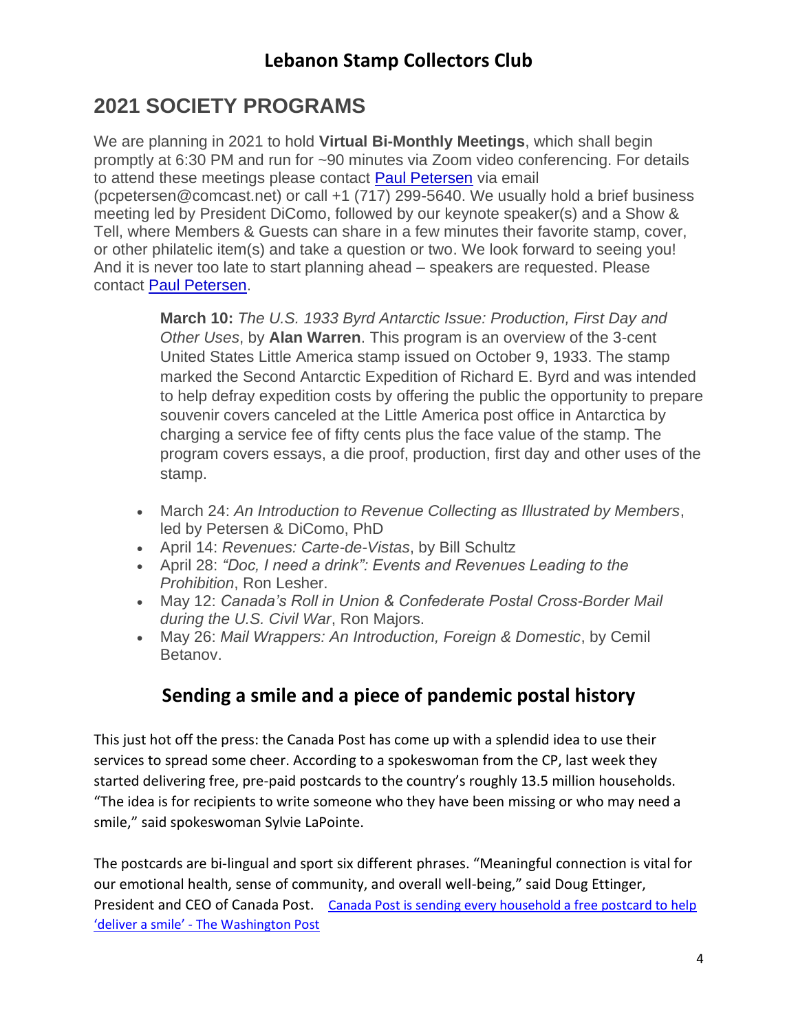# Lebanon Stamp Collectors Club

## 2021 SOCIETY PROGRAMS

We are planning in 2021 to hold **Virtual Bi-Monthly Meetings**, which shall begin promptly at 6:30 PM and run for ~90 minutes via Zoom video conferencing. For details to attend these meetings please contact [Paul Petersen]() via email (pcpetersen@comcast.net) or call +1 (717) 299-5640. We usually hold a brief business meeting led by President DiComo, followed by our keynote speaker(s) and a Show & Tell, where Members & Guests can share in a few minutes their favorite stamp, cover, or other philatelic item(s) and take a question or two. We look forward to seeing you! And it is never too late to start planning ahead – speakers are requested. Please contact [Paul Petersen]().

> **March 10:** *The U.S. 1933 Byrd Antarctic Issue: Production, First Day and Other Uses*, by **Alan Warren**. This program is an overview of the 3-cent United States Little America stamp issued on October 9, 1933. The stamp marked the Second Antarctic Expedition of Richard E. Byrd and was intended to help defray expedition costs by offering the public the opportunity to prepare souvenir covers canceled at the Little America post office in Antarctica by charging a service fee of fifty cents plus the face value of the stamp. The program covers essays, a die proof, production, first day and other uses of the stamp.

- March 24: *An Introduction to Revenue Collecting as Illustrated by Members*, led by Petersen & DiComo, PhD
- April 14: *Revenues: Carte-de-Vistas*, by Bill Schultz
- April 28: *"Doc, I need a drink": Events and Revenues Leading to the Prohibition*, Ron Lesher.
- May 12: *Canada's Roll in Union & Confederate Postal Cross-Border Mail during the U.S. Civil War*, Ron Majors.
- May 26: *Mail Wrappers: An Introduction, Foreign & Domestic*, by Cemil Betanov.

## Sending a smile and a piece of pandemic postal history

This just hot off the press: the Canada Post has come up with a splendid idea to use their services to spread some cheer. According to a spokeswoman from the CP, last week they started delivering free, pre-paid postcards to the country's roughly 13.5 million households. "The idea is for recipients to write someone who they have been missing or who may need a smile," said spokeswoman Sylvie LaPointe.

The postcards are bi-lingual and sport six different phrases. "Meaningful connection is vital for our emotional health, sense of community, and overall well-being," said Doug Ettinger, President and CEO of Canada Post. [Canada Post is sending every household a free postcard to help 'deliver a smile' - The Washington Post]()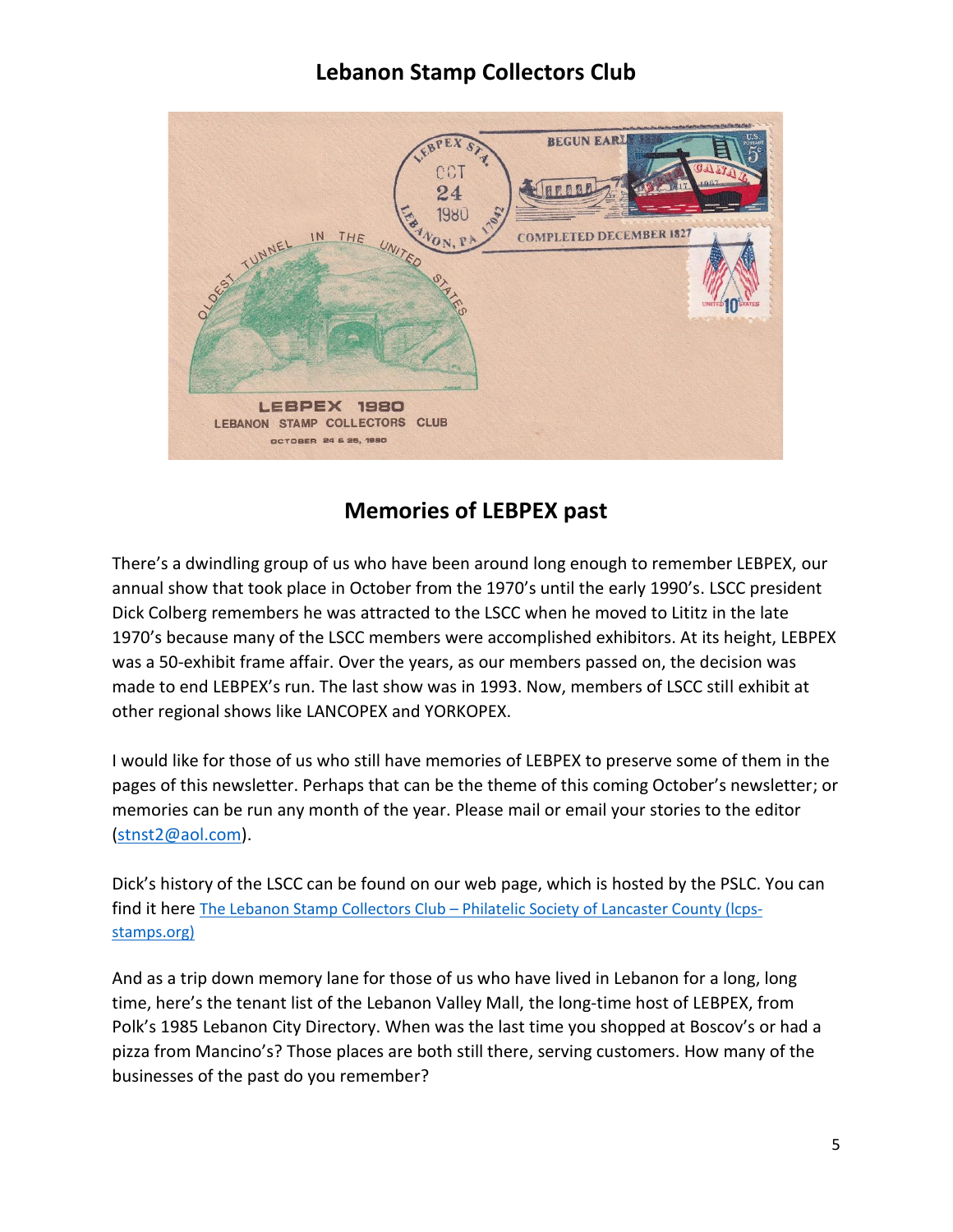# Lebanon Stamp Collectors Club

## Memories of LEBPEX past

There's a dwindling group of us who have been around long enough to remember LEBPEX, our annual show that took place in October from the 1970's until the early 1990's. LSCC president Dick Colberg remembers he was attracted to the LSCC when he moved to Lititz in the late 1970's because many of the LSCC members were accomplished exhibitors. At its height, LEBPEX was a 50-exhibit frame affair. Over the years, as our members passed on, the decision was made to end LEBPEX's run. The last show was in 1993. Now, members of LSCC still exhibit at other regional shows like LANCOPEX and YORKOPEX.

I would like for those of us who still have memories of LEBPEX to preserve some of them in the pages of this newsletter. Perhaps that can be the theme of this coming October's newsletter; or memories can be run any month of the year. Please mail or email your stories to the editor (stnst2@aol.com).

Dick's history of the LSCC can be found on our web page, which is hosted by the PSLC. You can find it here The Lebanon Stamp Collectors Club – Philatelic Society of Lancaster County (lcps-stamps.org)

And as a trip down memory lane for those of us who have lived in Lebanon for a long, long time, here's the tenant list of the Lebanon Valley Mall, the long-time host of LEBPEX, from Polk's 1985 Lebanon City Directory. When was the last time you shopped at Boscov's or had a pizza from Mancino's? Those places are both still there, serving customers. How many of the businesses of the past do you remember?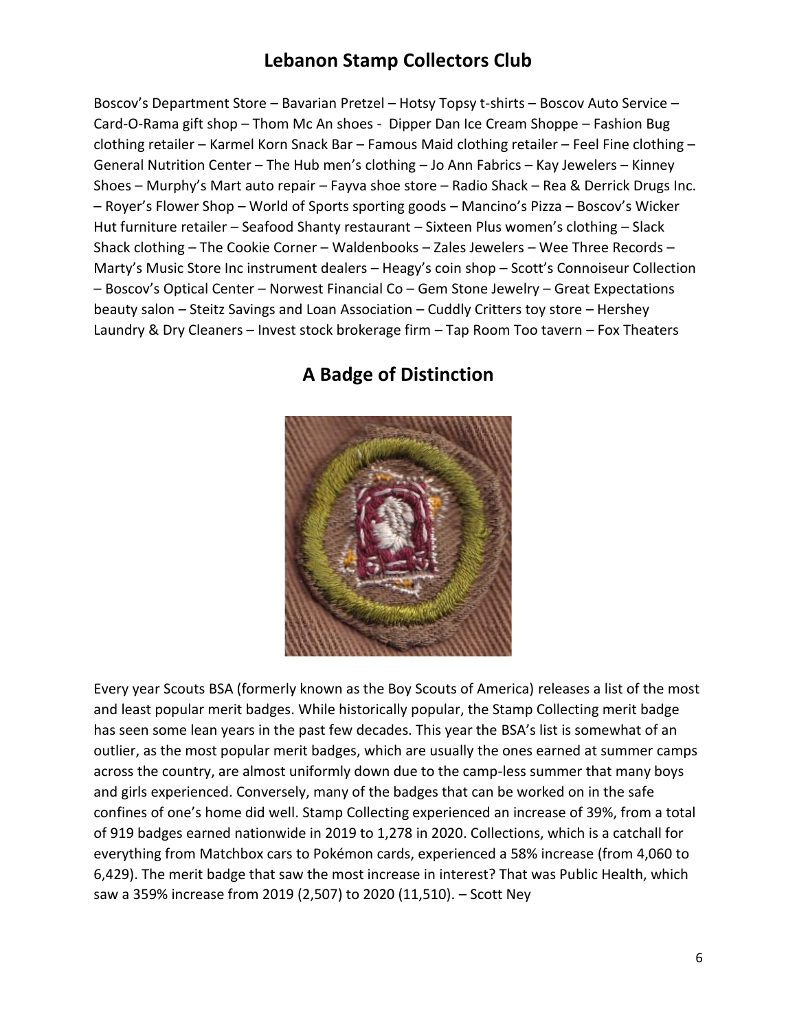## Lebanon Stamp Collectors Club

Boscov's Department Store – Bavarian Pretzel – Hotsy Topsy t-shirts – Boscov Auto Service – Card-O-Rama gift shop – Thom Mc An shoes - Dipper Dan Ice Cream Shoppe – Fashion Bug clothing retailer – Karmel Korn Snack Bar – Famous Maid clothing retailer – Feel Fine clothing – General Nutrition Center – The Hub men's clothing – Jo Ann Fabrics – Kay Jewelers – Kinney Shoes – Murphy's Mart auto repair – Fayva shoe store – Radio Shack – Rea & Derrick Drugs Inc. – Royer's Flower Shop – World of Sports sporting goods – Mancino's Pizza – Boscov's Wicker Hut furniture retailer – Seafood Shanty restaurant – Sixteen Plus women's clothing – Slack Shack clothing – The Cookie Corner – Waldenbooks – Zales Jewelers – Wee Three Records – Marty's Music Store Inc instrument dealers – Heagy's coin shop – Scott's Connoiseur Collection – Boscov's Optical Center – Norwest Financial Co – Gem Stone Jewelry – Great Expectations beauty salon – Steitz Savings and Loan Association – Cuddly Critters toy store – Hershey Laundry & Dry Cleaners – Invest stock brokerage firm – Tap Room Too tavern – Fox Theaters

## A Badge of Distinction

Every year Scouts BSA (formerly known as the Boy Scouts of America) releases a list of the most and least popular merit badges. While historically popular, the Stamp Collecting merit badge has seen some lean years in the past few decades. This year the BSA's list is somewhat of an outlier, as the most popular merit badges, which are usually the ones earned at summer camps across the country, are almost uniformly down due to the camp-less summer that many boys and girls experienced. Conversely, many of the badges that can be worked on in the safe confines of one's home did well. Stamp Collecting experienced an increase of 39%, from a total of 919 badges earned nationwide in 2019 to 1,278 in 2020. Collections, which is a catchall for everything from Matchbox cars to Pokémon cards, experienced a 58% increase (from 4,060 to 6,429). The merit badge that saw the most increase in interest? That was Public Health, which saw a 359% increase from 2019 (2,507) to 2020 (11,510). – Scott Ney